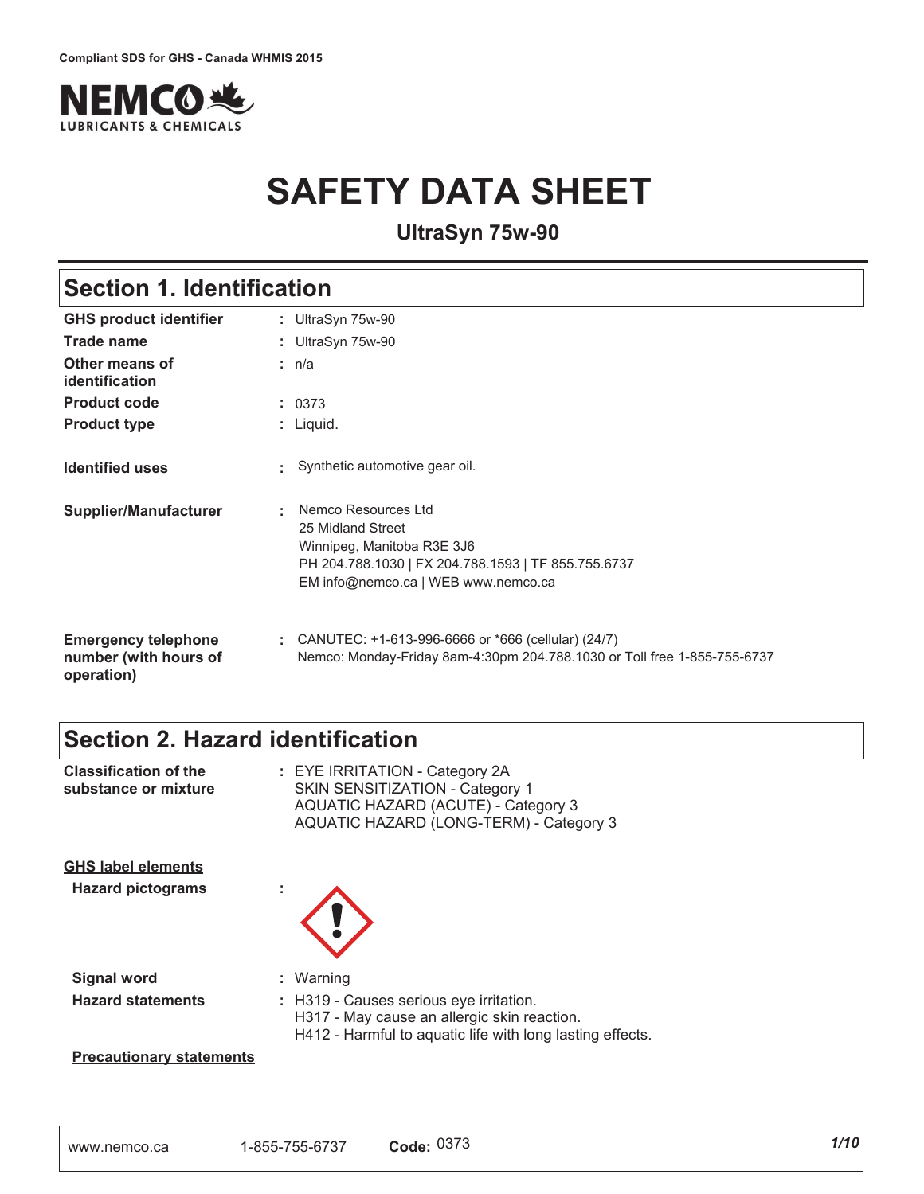Compliant SDS for GHS - Canada WHMIS 2015

# SAFETY DATA SHEET

**UltraSyn 75w-90**

## Section 1. Identification

| | | |
|---|---|---|
| **GHS product identifier** | : | UltraSyn 75w-90 |
| **Trade name** | : | UltraSyn 75w-90 |
| **Other means of identification** | : | n/a |
| **Product code** | : | 0373 |
| **Product type** | : | Liquid. |
| **Identified uses** | : | Synthetic automotive gear oil. |
| **Supplier/Manufacturer** | : | Nemco Resources Ltd<br>25 Midland Street<br>Winnipeg, Manitoba R3E 3J6<br>PH 204.788.1030 \| FX 204.788.1593 \| TF 855.755.6737<br>EM info@nemco.ca \| WEB www.nemco.ca |
| **Emergency telephone number (with hours of operation)** | : | CANUTEC: +1-613-996-6666 or *666 (cellular) (24/7)<br>Nemco: Monday-Friday 8am-4:30pm 204.788.1030 or Toll free 1-855-755-6737 |

## Section 2. Hazard identification

| | | |
|---|---|---|
| **Classification of the substance or mixture** | : | EYE IRRITATION - Category 2A<br>SKIN SENSITIZATION - Category 1<br>AQUATIC HAZARD (ACUTE) - Category 3<br>AQUATIC HAZARD (LONG-TERM) - Category 3 |

### GHS label elements

| | | |
|---|---|---|
| **Hazard pictograms** | : | |
| **Signal word** | : | Warning |
| **Hazard statements** | : | H319 - Causes serious eye irritation.<br>H317 - May cause an allergic skin reaction.<br>H412 - Harmful to aquatic life with long lasting effects. |

**Precautionary statements**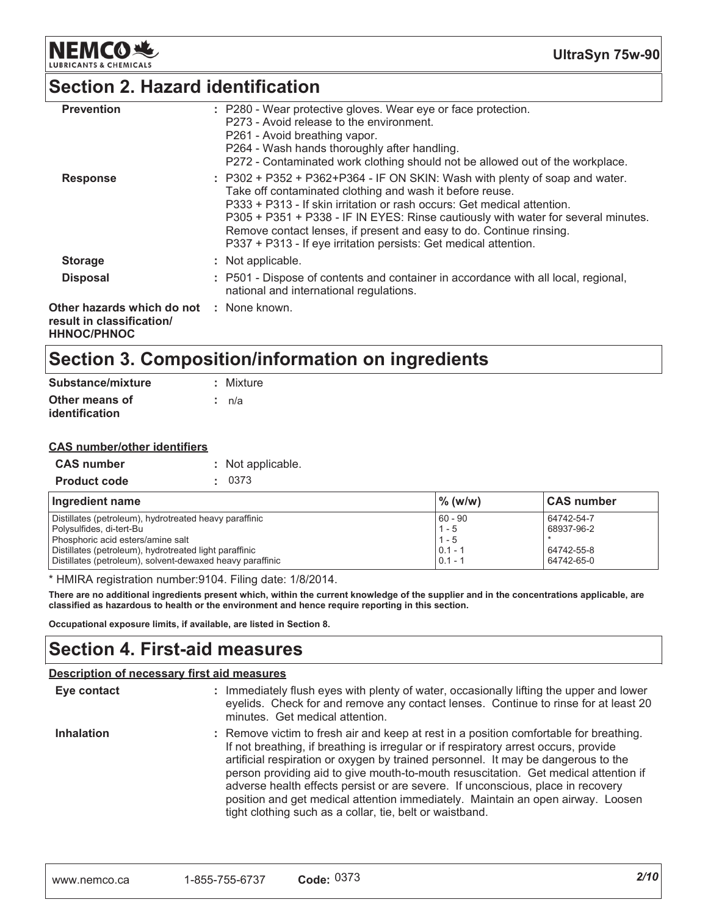## Section 2. Hazard identification

**Prevention** : P280 - Wear protective gloves. Wear eye or face protection.
P273 - Avoid release to the environment.
P261 - Avoid breathing vapor.
P264 - Wash hands thoroughly after handling.
P272 - Contaminated work clothing should not be allowed out of the workplace.

**Response** : P302 + P352 + P362+P364 - IF ON SKIN: Wash with plenty of soap and water. Take off contaminated clothing and wash it before reuse.
P333 + P313 - If skin irritation or rash occurs: Get medical attention.
P305 + P351 + P338 - IF IN EYES: Rinse cautiously with water for several minutes. Remove contact lenses, if present and easy to do. Continue rinsing.
P337 + P313 - If eye irritation persists: Get medical attention.

**Storage** : Not applicable.

**Disposal** : P501 - Dispose of contents and container in accordance with all local, regional, national and international regulations.

**Other hazards which do not result in classification/ HHNOC/PHNOC** : None known.

## Section 3. Composition/information on ingredients

**Substance/mixture** : Mixture

**Other means of identification** : n/a

**CAS number/other identifiers**

**CAS number** : Not applicable.

**Product code** : 0373

| Ingredient name | % (w/w) | CAS number |
|---|---|---|
| Distillates (petroleum), hydrotreated heavy paraffinic | 60 - 90 | 64742-54-7 |
| Polysulfides, di-tert-Bu | 1 - 5 | 68937-96-2 |
| Phosphoric acid esters/amine salt | 1 - 5 | * |
| Distillates (petroleum), hydrotreated light paraffinic | 0.1 - 1 | 64742-55-8 |
| Distillates (petroleum), solvent-dewaxed heavy paraffinic | 0.1 - 1 | 64742-65-0 |

\* HMIRA registration number:9104. Filing date: 1/8/2014.

**There are no additional ingredients present which, within the current knowledge of the supplier and in the concentrations applicable, are classified as hazardous to health or the environment and hence require reporting in this section.**

**Occupational exposure limits, if available, are listed in Section 8.**

## Section 4. First-aid measures

**Description of necessary first aid measures**

**Eye contact** : Immediately flush eyes with plenty of water, occasionally lifting the upper and lower eyelids. Check for and remove any contact lenses. Continue to rinse for at least 20 minutes. Get medical attention.

**Inhalation** : Remove victim to fresh air and keep at rest in a position comfortable for breathing. If not breathing, if breathing is irregular or if respiratory arrest occurs, provide artificial respiration or oxygen by trained personnel. It may be dangerous to the person providing aid to give mouth-to-mouth resuscitation. Get medical attention if adverse health effects persist or are severe. If unconscious, place in recovery position and get medical attention immediately. Maintain an open airway. Loosen tight clothing such as a collar, tie, belt or waistband.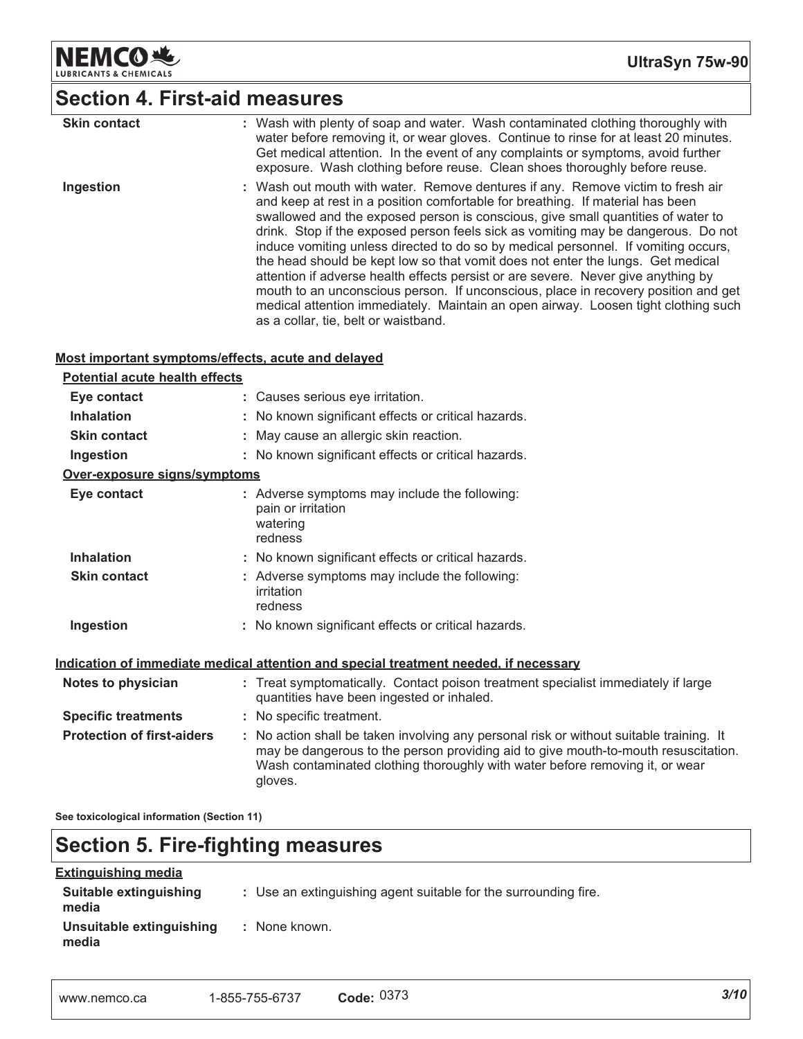## Section 4. First-aid measures

| | |
|---|---|
| **Skin contact** | : Wash with plenty of soap and water. Wash contaminated clothing thoroughly with water before removing it, or wear gloves. Continue to rinse for at least 20 minutes. Get medical attention. In the event of any complaints or symptoms, avoid further exposure. Wash clothing before reuse. Clean shoes thoroughly before reuse. |
| **Ingestion** | : Wash out mouth with water. Remove dentures if any. Remove victim to fresh air and keep at rest in a position comfortable for breathing. If material has been swallowed and the exposed person is conscious, give small quantities of water to drink. Stop if the exposed person feels sick as vomiting may be dangerous. Do not induce vomiting unless directed to do so by medical personnel. If vomiting occurs, the head should be kept low so that vomit does not enter the lungs. Get medical attention if adverse health effects persist or are severe. Never give anything by mouth to an unconscious person. If unconscious, place in recovery position and get medical attention immediately. Maintain an open airway. Loosen tight clothing such as a collar, tie, belt or waistband. |

### Most important symptoms/effects, acute and delayed

**Potential acute health effects**

| | |
|---|---|
| **Eye contact** | : Causes serious eye irritation. |
| **Inhalation** | : No known significant effects or critical hazards. |
| **Skin contact** | : May cause an allergic skin reaction. |
| **Ingestion** | : No known significant effects or critical hazards. |

**Over-exposure signs/symptoms**

| | |
|---|---|
| **Eye contact** | : Adverse symptoms may include the following: pain or irritation watering redness |
| **Inhalation** | : No known significant effects or critical hazards. |
| **Skin contact** | : Adverse symptoms may include the following: irritation redness |
| **Ingestion** | : No known significant effects or critical hazards. |

### Indication of immediate medical attention and special treatment needed, if necessary

| | |
|---|---|
| **Notes to physician** | : Treat symptomatically. Contact poison treatment specialist immediately if large quantities have been ingested or inhaled. |
| **Specific treatments** | : No specific treatment. |
| **Protection of first-aiders** | : No action shall be taken involving any personal risk or without suitable training. It may be dangerous to the person providing aid to give mouth-to-mouth resuscitation. Wash contaminated clothing thoroughly with water before removing it, or wear gloves. |

**See toxicological information (Section 11)**

## Section 5. Fire-fighting measures

**Extinguishing media**

| | |
|---|---|
| **Suitable extinguishing media** | : Use an extinguishing agent suitable for the surrounding fire. |
| **Unsuitable extinguishing media** | : None known. |

www.nemco.ca 1-855-755-6737 **Code:** 0373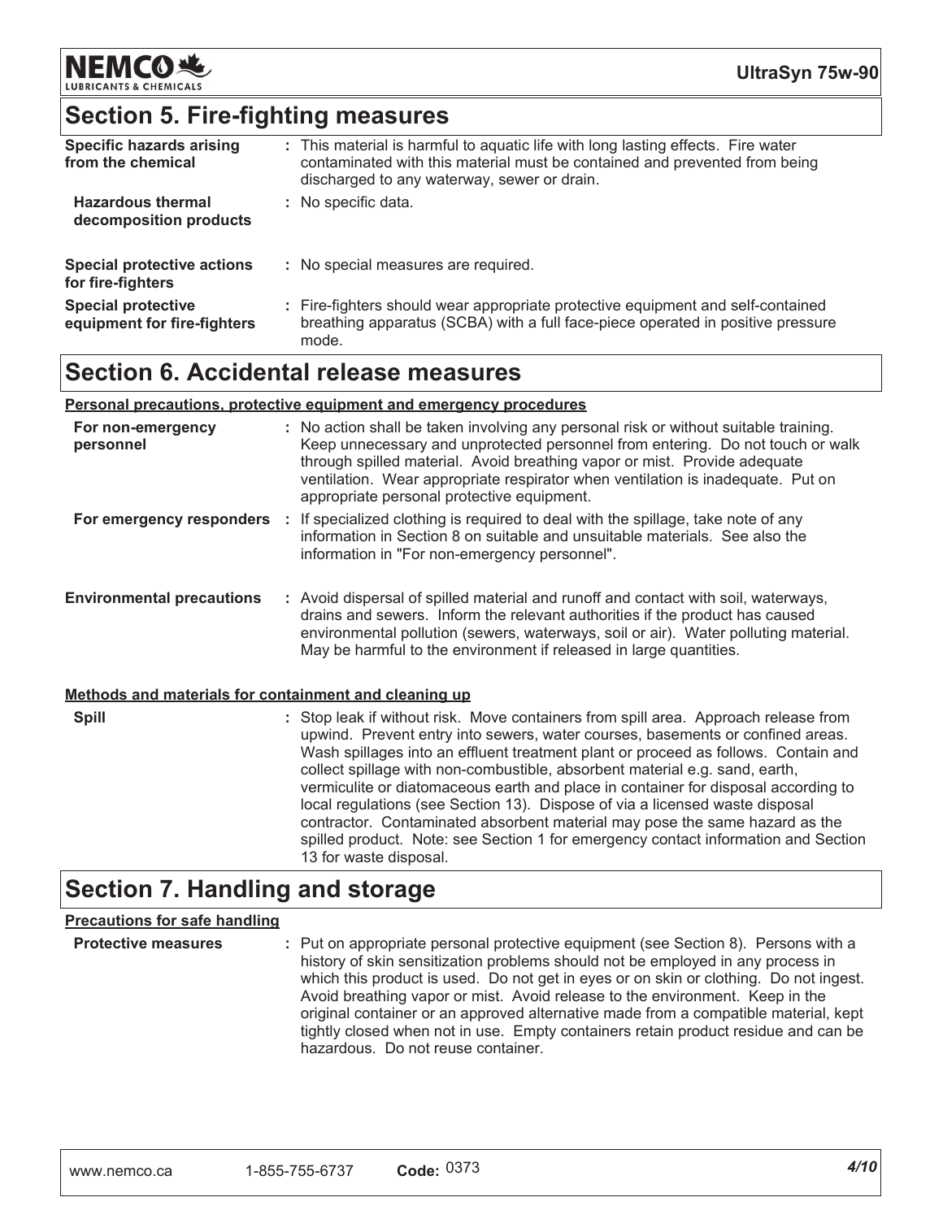## Section 5. Fire-fighting measures

| | |
|---|---|
| **Specific hazards arising from the chemical** | : This material is harmful to aquatic life with long lasting effects. Fire water contaminated with this material must be contained and prevented from being discharged to any waterway, sewer or drain. |
| **Hazardous thermal decomposition products** | : No specific data. |
| **Special protective actions for fire-fighters** | : No special measures are required. |
| **Special protective equipment for fire-fighters** | : Fire-fighters should wear appropriate protective equipment and self-contained breathing apparatus (SCBA) with a full face-piece operated in positive pressure mode. |

## Section 6. Accidental release measures

**Personal precautions, protective equipment and emergency procedures**

| | |
|---|---|
| **For non-emergency personnel** | : No action shall be taken involving any personal risk or without suitable training. Keep unnecessary and unprotected personnel from entering. Do not touch or walk through spilled material. Avoid breathing vapor or mist. Provide adequate ventilation. Wear appropriate respirator when ventilation is inadequate. Put on appropriate personal protective equipment. |
| **For emergency responders** | : If specialized clothing is required to deal with the spillage, take note of any information in Section 8 on suitable and unsuitable materials. See also the information in "For non-emergency personnel". |
| **Environmental precautions** | : Avoid dispersal of spilled material and runoff and contact with soil, waterways, drains and sewers. Inform the relevant authorities if the product has caused environmental pollution (sewers, waterways, soil or air). Water polluting material. May be harmful to the environment if released in large quantities. |

**Methods and materials for containment and cleaning up**

| | |
|---|---|
| **Spill** | : Stop leak if without risk. Move containers from spill area. Approach release from upwind. Prevent entry into sewers, water courses, basements or confined areas. Wash spillages into an effluent treatment plant or proceed as follows. Contain and collect spillage with non-combustible, absorbent material e.g. sand, earth, vermiculite or diatomaceous earth and place in container for disposal according to local regulations (see Section 13). Dispose of via a licensed waste disposal contractor. Contaminated absorbent material may pose the same hazard as the spilled product. Note: see Section 1 for emergency contact information and Section 13 for waste disposal. |

## Section 7. Handling and storage

**Precautions for safe handling**

| | |
|---|---|
| **Protective measures** | : Put on appropriate personal protective equipment (see Section 8). Persons with a history of skin sensitization problems should not be employed in any process in which this product is used. Do not get in eyes or on skin or clothing. Do not ingest. Avoid breathing vapor or mist. Avoid release to the environment. Keep in the original container or an approved alternative made from a compatible material, kept tightly closed when not in use. Empty containers retain product residue and can be hazardous. Do not reuse container. |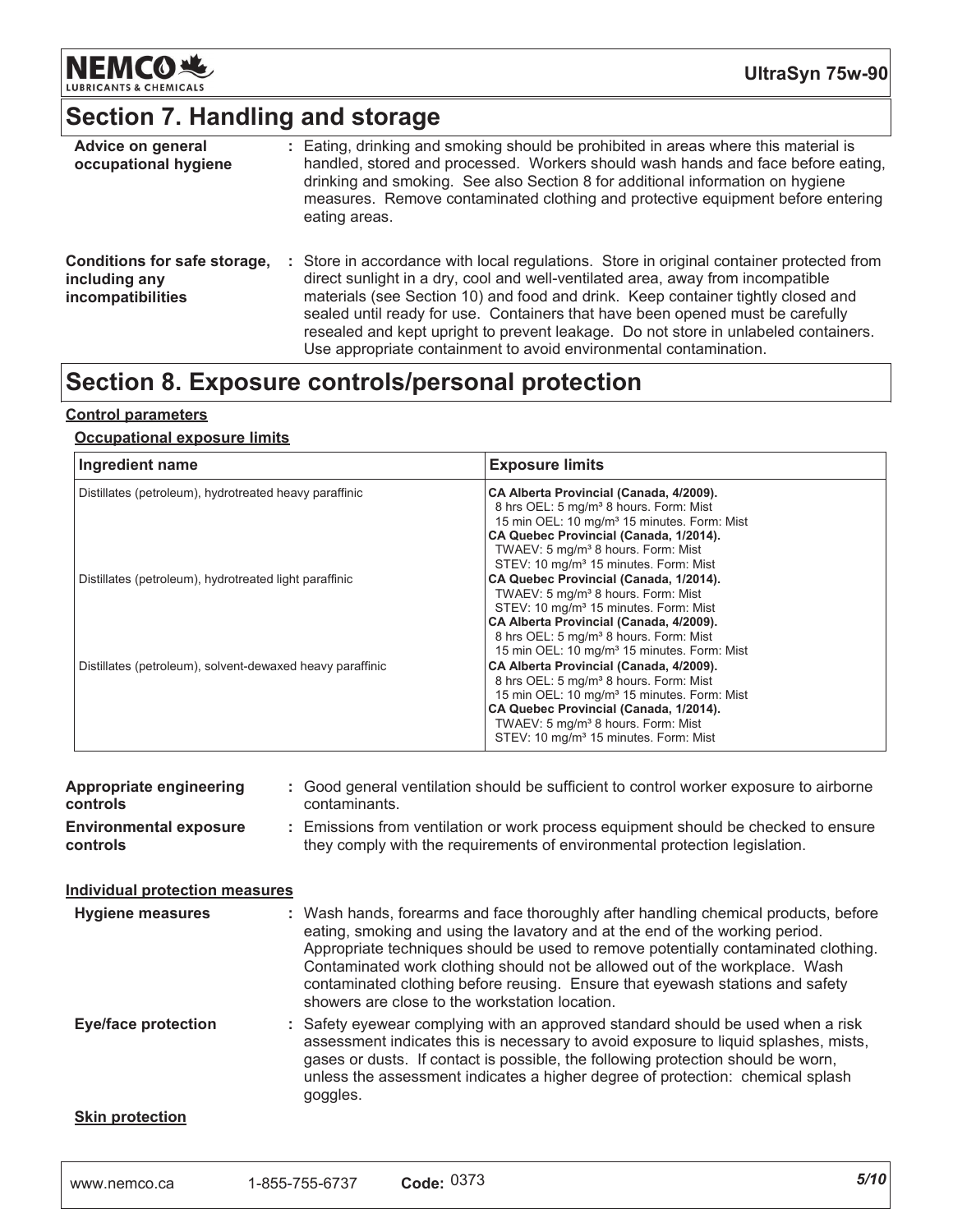## Section 7. Handling and storage

**Advice on general occupational hygiene** : Eating, drinking and smoking should be prohibited in areas where this material is handled, stored and processed. Workers should wash hands and face before eating, drinking and smoking. See also Section 8 for additional information on hygiene measures. Remove contaminated clothing and protective equipment before entering eating areas.

**Conditions for safe storage, including any incompatibilities** : Store in accordance with local regulations. Store in original container protected from direct sunlight in a dry, cool and well-ventilated area, away from incompatible materials (see Section 10) and food and drink. Keep container tightly closed and sealed until ready for use. Containers that have been opened must be carefully resealed and kept upright to prevent leakage. Do not store in unlabeled containers. Use appropriate containment to avoid environmental contamination.

## Section 8. Exposure controls/personal protection

**Control parameters**

**Occupational exposure limits**

| Ingredient name | Exposure limits |
|---|---|
| Distillates (petroleum), hydrotreated heavy paraffinic | **CA Alberta Provincial (Canada, 4/2009).**<br>8 hrs OEL: 5 mg/m³ 8 hours. Form: Mist<br>15 min OEL: 10 mg/m³ 15 minutes. Form: Mist<br>**CA Quebec Provincial (Canada, 1/2014).**<br>TWAEV: 5 mg/m³ 8 hours. Form: Mist<br>STEV: 10 mg/m³ 15 minutes. Form: Mist |
| Distillates (petroleum), hydrotreated light paraffinic | **CA Quebec Provincial (Canada, 1/2014).**<br>TWAEV: 5 mg/m³ 8 hours. Form: Mist<br>STEV: 10 mg/m³ 15 minutes. Form: Mist<br>**CA Alberta Provincial (Canada, 4/2009).**<br>8 hrs OEL: 5 mg/m³ 8 hours. Form: Mist<br>15 min OEL: 10 mg/m³ 15 minutes. Form: Mist |
| Distillates (petroleum), solvent-dewaxed heavy paraffinic | **CA Alberta Provincial (Canada, 4/2009).**<br>8 hrs OEL: 5 mg/m³ 8 hours. Form: Mist<br>15 min OEL: 10 mg/m³ 15 minutes. Form: Mist<br>**CA Quebec Provincial (Canada, 1/2014).**<br>TWAEV: 5 mg/m³ 8 hours. Form: Mist<br>STEV: 10 mg/m³ 15 minutes. Form: Mist |

**Appropriate engineering controls** : Good general ventilation should be sufficient to control worker exposure to airborne contaminants.

**Environmental exposure controls** : Emissions from ventilation or work process equipment should be checked to ensure they comply with the requirements of environmental protection legislation.

**Individual protection measures**

**Hygiene measures** : Wash hands, forearms and face thoroughly after handling chemical products, before eating, smoking and using the lavatory and at the end of the working period. Appropriate techniques should be used to remove potentially contaminated clothing. Contaminated work clothing should not be allowed out of the workplace. Wash contaminated clothing before reusing. Ensure that eyewash stations and safety showers are close to the workstation location.

**Eye/face protection** : Safety eyewear complying with an approved standard should be used when a risk assessment indicates this is necessary to avoid exposure to liquid splashes, mists, gases or dusts. If contact is possible, the following protection should be worn, unless the assessment indicates a higher degree of protection: chemical splash goggles.

**Skin protection**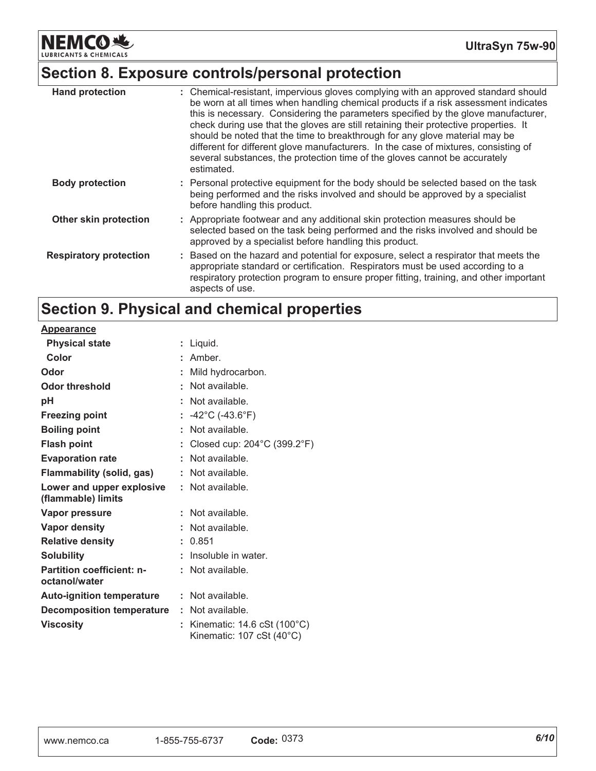## Section 8. Exposure controls/personal protection

| | |
|---|---|
| **Hand protection** | : Chemical-resistant, impervious gloves complying with an approved standard should be worn at all times when handling chemical products if a risk assessment indicates this is necessary. Considering the parameters specified by the glove manufacturer, check during use that the gloves are still retaining their protective properties. It should be noted that the time to breakthrough for any glove material may be different for different glove manufacturers. In the case of mixtures, consisting of several substances, the protection time of the gloves cannot be accurately estimated. |
| **Body protection** | : Personal protective equipment for the body should be selected based on the task being performed and the risks involved and should be approved by a specialist before handling this product. |
| **Other skin protection** | : Appropriate footwear and any additional skin protection measures should be selected based on the task being performed and the risks involved and should be approved by a specialist before handling this product. |
| **Respiratory protection** | : Based on the hazard and potential for exposure, select a respirator that meets the appropriate standard or certification. Respirators must be used according to a respiratory protection program to ensure proper fitting, training, and other important aspects of use. |

## Section 9. Physical and chemical properties

**Appearance**

| | |
|---|---|
| **Physical state** | : Liquid. |
| **Color** | : Amber. |
| **Odor** | : Mild hydrocarbon. |
| **Odor threshold** | : Not available. |
| **pH** | : Not available. |
| **Freezing point** | : -42°C (-43.6°F) |
| **Boiling point** | : Not available. |
| **Flash point** | : Closed cup: 204°C (399.2°F) |
| **Evaporation rate** | : Not available. |
| **Flammability (solid, gas)** | : Not available. |
| **Lower and upper explosive (flammable) limits** | : Not available. |
| **Vapor pressure** | : Not available. |
| **Vapor density** | : Not available. |
| **Relative density** | : 0.851 |
| **Solubility** | : Insoluble in water. |
| **Partition coefficient: n-octanol/water** | : Not available. |
| **Auto-ignition temperature** | : Not available. |
| **Decomposition temperature** | : Not available. |
| **Viscosity** | : Kinematic: 14.6 cSt (100°C)<br>Kinematic: 107 cSt (40°C) |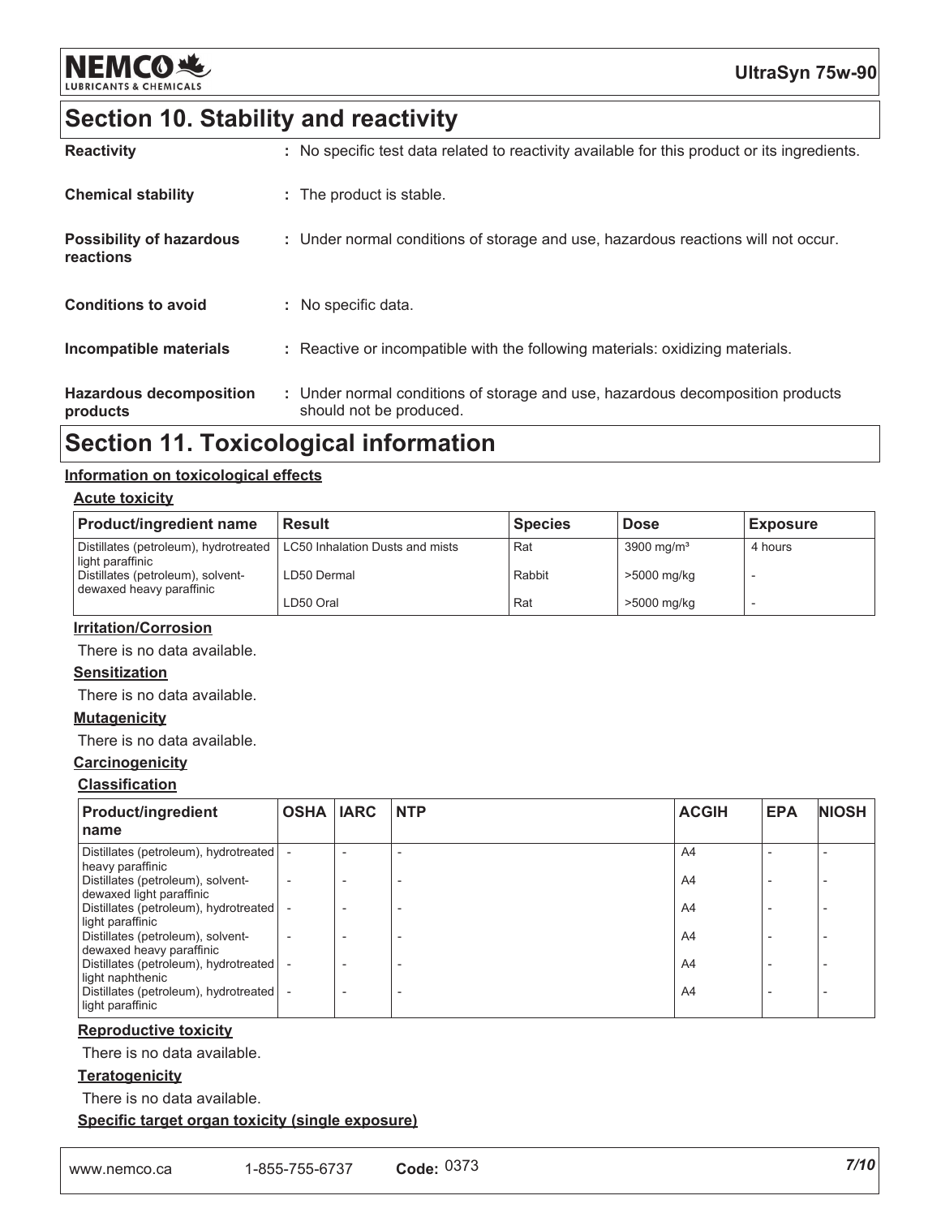## Section 10. Stability and reactivity

| | |
|---|---|
| **Reactivity** | : No specific test data related to reactivity available for this product or its ingredients. |
| **Chemical stability** | : The product is stable. |
| **Possibility of hazardous reactions** | : Under normal conditions of storage and use, hazardous reactions will not occur. |
| **Conditions to avoid** | : No specific data. |
| **Incompatible materials** | : Reactive or incompatible with the following materials: oxidizing materials. |
| **Hazardous decomposition products** | : Under normal conditions of storage and use, hazardous decomposition products should not be produced. |

## Section 11. Toxicological information

### Information on toxicological effects

#### Acute toxicity

| Product/ingredient name | Result | Species | Dose | Exposure |
|---|---|---|---|---|
| Distillates (petroleum), hydrotreated light paraffinic | LC50 Inhalation Dusts and mists | Rat | 3900 mg/m³ | 4 hours |
| Distillates (petroleum), solvent-dewaxed heavy paraffinic | LD50 Dermal | Rabbit | >5000 mg/kg | - |
| | LD50 Oral | Rat | >5000 mg/kg | - |

#### Irritation/Corrosion

There is no data available.

#### Sensitization

There is no data available.

#### Mutagenicity

There is no data available.

#### Carcinogenicity

#### Classification

| Product/ingredient name | OSHA | IARC | NTP | ACGIH | EPA | NIOSH |
|---|---|---|---|---|---|---|
| Distillates (petroleum), hydrotreated heavy paraffinic | - | - | - | A4 | - | - |
| Distillates (petroleum), solvent-dewaxed light paraffinic | - | - | - | A4 | - | - |
| Distillates (petroleum), hydrotreated light paraffinic | - | - | - | A4 | - | - |
| Distillates (petroleum), solvent-dewaxed heavy paraffinic | - | - | - | A4 | - | - |
| Distillates (petroleum), hydrotreated light naphthenic | - | - | - | A4 | - | - |
| Distillates (petroleum), hydrotreated light paraffinic | - | - | - | A4 | - | - |

#### Reproductive toxicity

There is no data available.

#### Teratogenicity

There is no data available.

#### Specific target organ toxicity (single exposure)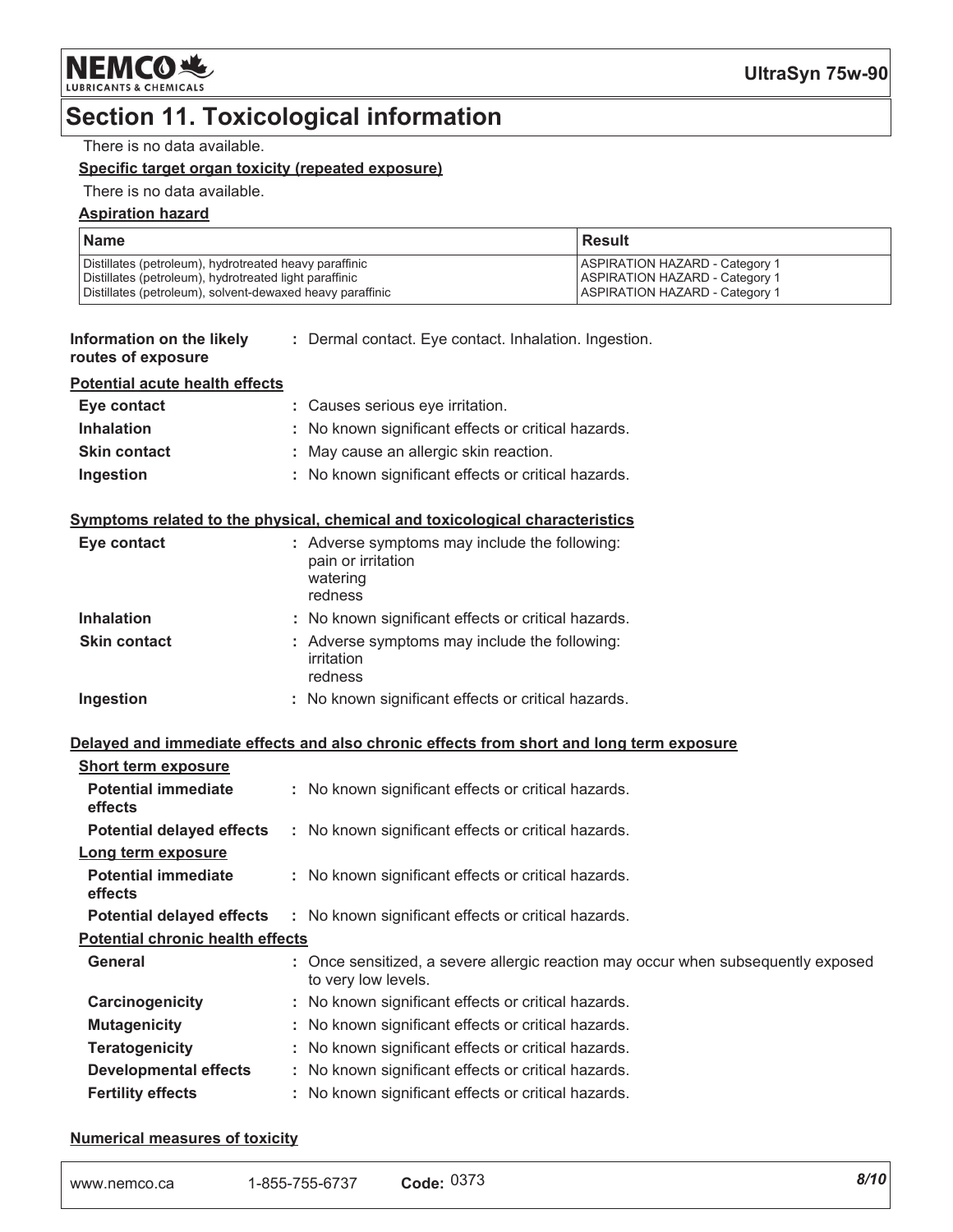# Section 11. Toxicological information

There is no data available.

**Specific target organ toxicity (repeated exposure)**

There is no data available.

**Aspiration hazard**

| Name | Result |
|---|---|
| Distillates (petroleum), hydrotreated heavy paraffinic | ASPIRATION HAZARD - Category 1 |
| Distillates (petroleum), hydrotreated light paraffinic | ASPIRATION HAZARD - Category 1 |
| Distillates (petroleum), solvent-dewaxed heavy paraffinic | ASPIRATION HAZARD - Category 1 |

**Information on the likely routes of exposure** : Dermal contact. Eye contact. Inhalation. Ingestion.

**Potential acute health effects**

**Eye contact** : Causes serious eye irritation.

**Inhalation** : No known significant effects or critical hazards.

**Skin contact** : May cause an allergic skin reaction.

**Ingestion** : No known significant effects or critical hazards.

**Symptoms related to the physical, chemical and toxicological characteristics**

**Eye contact** : Adverse symptoms may include the following:
pain or irritation
watering
redness

**Inhalation** : No known significant effects or critical hazards.

**Skin contact** : Adverse symptoms may include the following:
irritation
redness

**Ingestion** : No known significant effects or critical hazards.

**Delayed and immediate effects and also chronic effects from short and long term exposure**

**Short term exposure**

**Potential immediate effects** : No known significant effects or critical hazards.

**Potential delayed effects** : No known significant effects or critical hazards.

**Long term exposure**

**Potential immediate effects** : No known significant effects or critical hazards.

**Potential delayed effects** : No known significant effects or critical hazards.

**Potential chronic health effects**

**General** : Once sensitized, a severe allergic reaction may occur when subsequently exposed to very low levels.

**Carcinogenicity** : No known significant effects or critical hazards.

**Mutagenicity** : No known significant effects or critical hazards.

**Teratogenicity** : No known significant effects or critical hazards.

**Developmental effects** : No known significant effects or critical hazards.

**Fertility effects** : No known significant effects or critical hazards.

**Numerical measures of toxicity**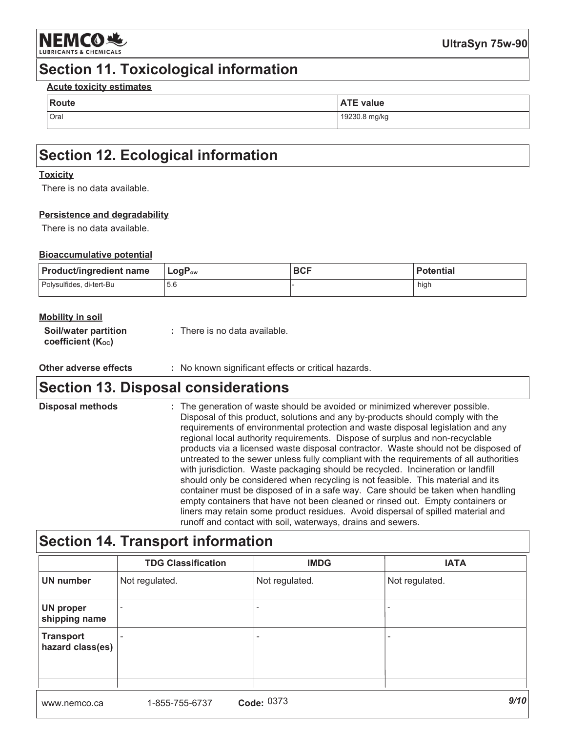## Section 11. Toxicological information

**Acute toxicity estimates**

| Route | ATE value |
|---|---|
| Oral | 19230.8 mg/kg |

## Section 12. Ecological information

**Toxicity**

There is no data available.

**Persistence and degradability**

There is no data available.

**Bioaccumulative potential**

| Product/ingredient name | $LogP_{ow}$ | BCF | Potential |
|---|---|---|---|
| Polysulfides, di-tert-Bu | 5.6 | - | high |

**Mobility in soil**

**Soil/water partition coefficient ($K_{OC}$)** : There is no data available.

**Other adverse effects** : No known significant effects or critical hazards.

## Section 13. Disposal considerations

**Disposal methods** : The generation of waste should be avoided or minimized wherever possible. Disposal of this product, solutions and any by-products should comply with the requirements of environmental protection and waste disposal legislation and any regional local authority requirements. Dispose of surplus and non-recyclable products via a licensed waste disposal contractor. Waste should not be disposed of untreated to the sewer unless fully compliant with the requirements of all authorities with jurisdiction. Waste packaging should be recycled. Incineration or landfill should only be considered when recycling is not feasible. This material and its container must be disposed of in a safe way. Care should be taken when handling empty containers that have not been cleaned or rinsed out. Empty containers or liners may retain some product residues. Avoid dispersal of spilled material and runoff and contact with soil, waterways, drains and sewers.

## Section 14. Transport information

| | TDG Classification | IMDG | IATA |
|---|---|---|---|
| **UN number** | Not regulated. | Not regulated. | Not regulated. |
| **UN proper shipping name** | - | - | - |
| **Transport hazard class(es)** | - | - | - |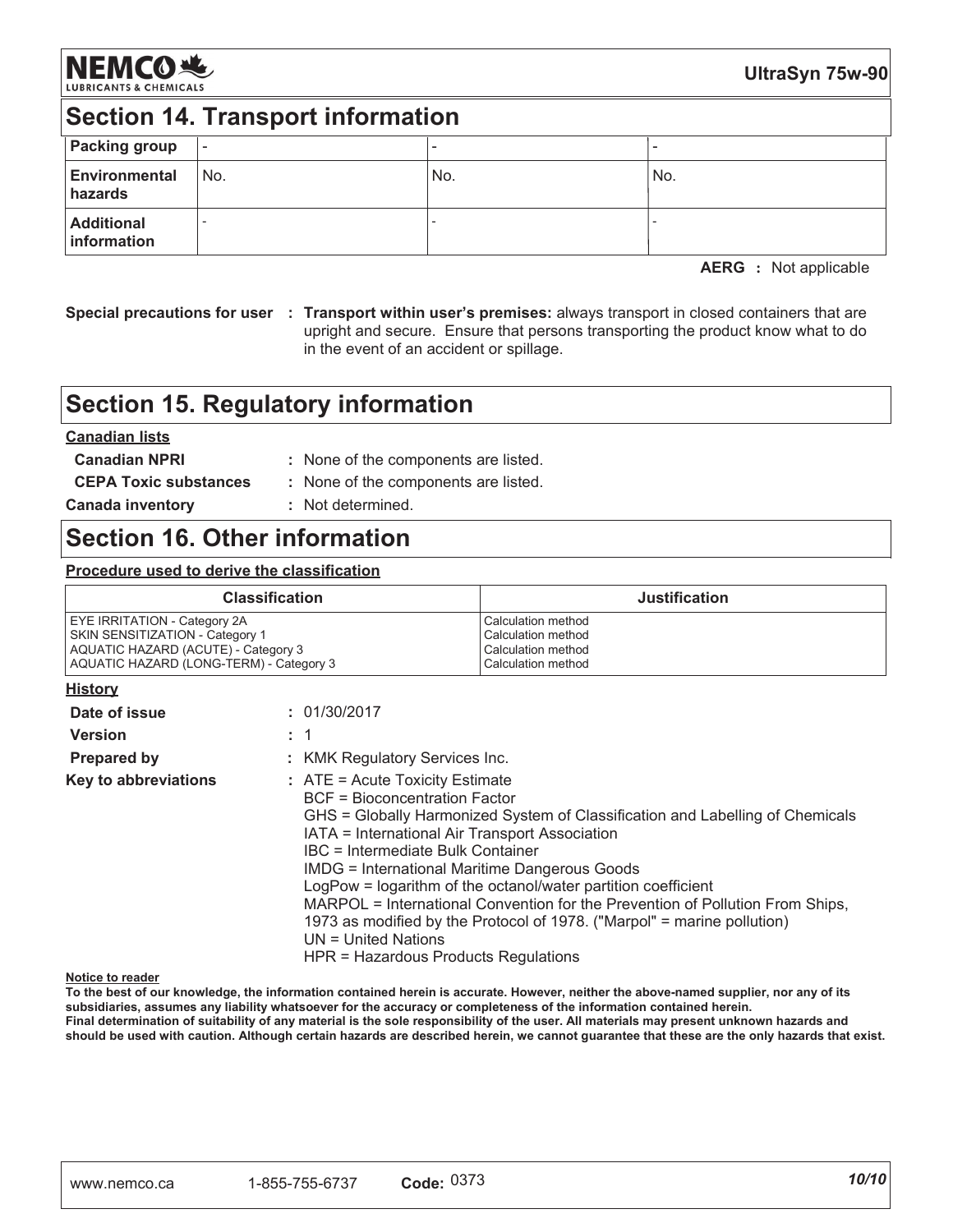## Section 14. Transport information

| | | | |
|---|---|---|---|
| **Packing group** | - | - | - |
| **Environmental hazards** | No. | No. | No. |
| **Additional information** | - | - | - |

**AERG :** Not applicable

**Special precautions for user :** **Transport within user's premises:** always transport in closed containers that are upright and secure. Ensure that persons transporting the product know what to do in the event of an accident or spillage.

## Section 15. Regulatory information

**Canadian lists**

**Canadian NPRI** : None of the components are listed.

**CEPA Toxic substances** : None of the components are listed.

**Canada inventory** : Not determined.

## Section 16. Other information

**Procedure used to derive the classification**

| Classification | Justification |
|---|---|
| EYE IRRITATION - Category 2A<br>SKIN SENSITIZATION - Category 1<br>AQUATIC HAZARD (ACUTE) - Category 3<br>AQUATIC HAZARD (LONG-TERM) - Category 3 | Calculation method<br>Calculation method<br>Calculation method<br>Calculation method |

**History**

**Date of issue** : 01/30/2017

**Version** : 1

**Prepared by** : KMK Regulatory Services Inc.

**Key to abbreviations** : ATE = Acute Toxicity Estimate
BCF = Bioconcentration Factor
GHS = Globally Harmonized System of Classification and Labelling of Chemicals
IATA = International Air Transport Association
IBC = Intermediate Bulk Container
IMDG = International Maritime Dangerous Goods
LogPow = logarithm of the octanol/water partition coefficient
MARPOL = International Convention for the Prevention of Pollution From Ships, 1973 as modified by the Protocol of 1978. ("Marpol" = marine pollution)
UN = United Nations
HPR = Hazardous Products Regulations

**Notice to reader**

**To the best of our knowledge, the information contained herein is accurate. However, neither the above-named supplier, nor any of its subsidiaries, assumes any liability whatsoever for the accuracy or completeness of the information contained herein.**
**Final determination of suitability of any material is the sole responsibility of the user. All materials may present unknown hazards and should be used with caution. Although certain hazards are described herein, we cannot guarantee that these are the only hazards that exist.**